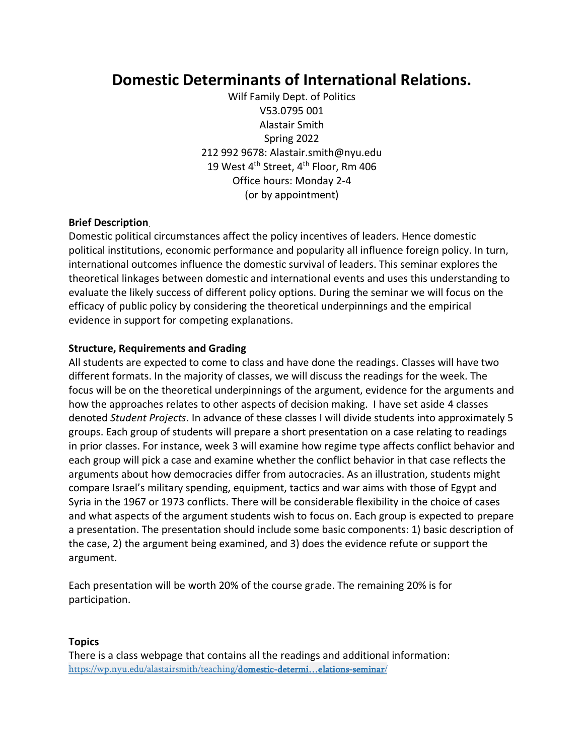# Domestic Determinants of International Relations.

Wilf Family Dept. of Politics
V53.0795 001
Alastair Smith
Spring 2022
212 992 9678: Alastair.smith@nyu.edu
19 West 4th Street, 4th Floor, Rm 406
Office hours: Monday 2-4
(or by appointment)

**Brief Description**

Domestic political circumstances affect the policy incentives of leaders. Hence domestic political institutions, economic performance and popularity all influence foreign policy. In turn, international outcomes influence the domestic survival of leaders. This seminar explores the theoretical linkages between domestic and international events and uses this understanding to evaluate the likely success of different policy options. During the seminar we will focus on the efficacy of public policy by considering the theoretical underpinnings and the empirical evidence in support for competing explanations.

**Structure, Requirements and Grading**

All students are expected to come to class and have done the readings. Classes will have two different formats. In the majority of classes, we will discuss the readings for the week. The focus will be on the theoretical underpinnings of the argument, evidence for the arguments and how the approaches relates to other aspects of decision making. I have set aside 4 classes denoted *Student Projects*. In advance of these classes I will divide students into approximately 5 groups. Each group of students will prepare a short presentation on a case relating to readings in prior classes. For instance, week 3 will examine how regime type affects conflict behavior and each group will pick a case and examine whether the conflict behavior in that case reflects the arguments about how democracies differ from autocracies. As an illustration, students might compare Israel's military spending, equipment, tactics and war aims with those of Egypt and Syria in the 1967 or 1973 conflicts. There will be considerable flexibility in the choice of cases and what aspects of the argument students wish to focus on. Each group is expected to prepare a presentation. The presentation should include some basic components: 1) basic description of the case, 2) the argument being examined, and 3) does the evidence refute or support the argument.

Each presentation will be worth 20% of the course grade. The remaining 20% is for participation.

**Topics**

There is a class webpage that contains all the readings and additional information: https://wp.nyu.edu/alastairsmith/teaching/domestic-determi…elations-seminar/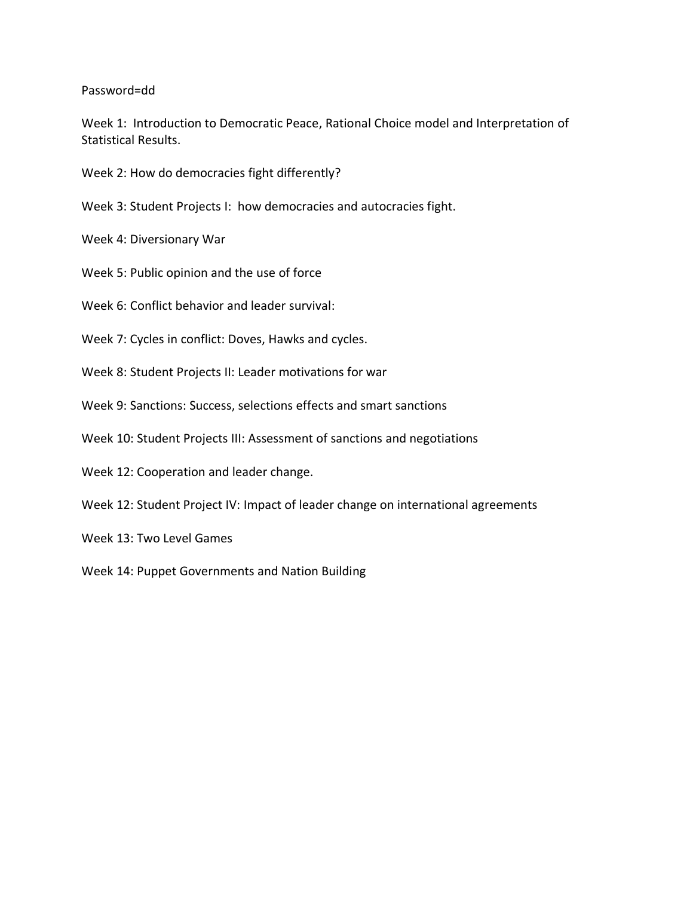Password=dd

Week 1: Introduction to Democratic Peace, Rational Choice model and Interpretation of Statistical Results.

Week 2: How do democracies fight differently?

Week 3: Student Projects I: how democracies and autocracies fight.

Week 4: Diversionary War

Week 5: Public opinion and the use of force

Week 6: Conflict behavior and leader survival:

Week 7: Cycles in conflict: Doves, Hawks and cycles.

Week 8: Student Projects II: Leader motivations for war

Week 9: Sanctions: Success, selections effects and smart sanctions

Week 10: Student Projects III: Assessment of sanctions and negotiations

Week 12: Cooperation and leader change.

Week 12: Student Project IV: Impact of leader change on international agreements

Week 13: Two Level Games

Week 14: Puppet Governments and Nation Building